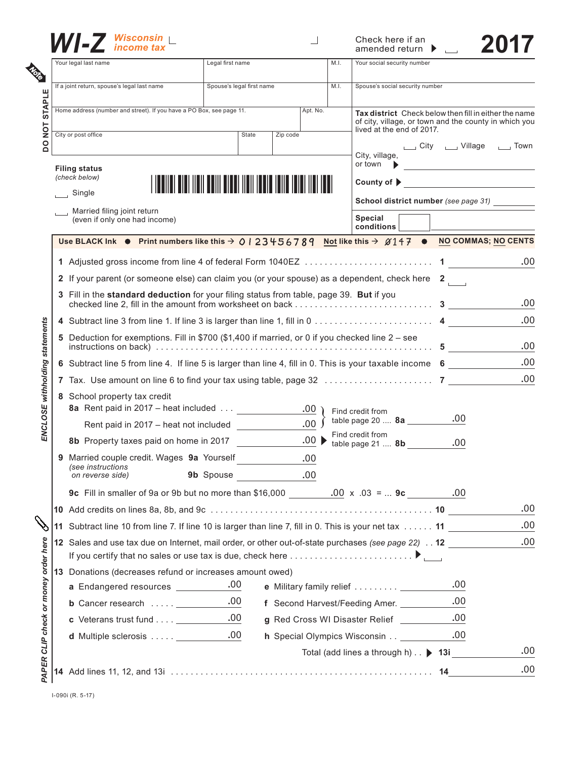# WI-Z Wisconsin income tax 2017

Check here if an amended return ▶ ☐

Note

DO NOT STAPLE

| Your legal last name | Legal first name | M.I. | Your social security number |
|---|---|---|---|
| If a joint return, spouse's legal last name | Spouse's legal first name | M.I. | Spouse's social security number |

| Home address (number and street). If you have a PO Box, see page 11. | Apt. No. |
|---|---|
| City or post office | State | Zip code |

**Tax district** Check below then fill in either the name of city, village, or town and the county in which you lived at the end of 2017.

☐ City ☐ Village ☐ Town

City, village, or town ▶ ______

**County of** ▶ ______

**School district number** *(see page 31)* ______

**Special conditions** ______

**Filing status** *(check below)*

☐ Single

☐ Married filing joint return (even if only one had income)

**Use BLACK Ink** ● **Print numbers like this →** 0 1 2 3 4 5 6 7 8 9 **Not like this →** Ø147 ● **NO COMMAS; NO CENTS**

*ENCLOSE withholding statements*

1 Adjusted gross income from line 4 of federal Form 1040EZ . . . . . . . . . . **1** ______ .00

2 If your parent (or someone else) can claim you (or your spouse) as a dependent, check here **2** ☐

3 Fill in the **standard deduction** for your filing status from table, page 39. **But** if you checked line 2, fill in the amount from worksheet on back . . . . . . . . . . **3** ______ .00

4 Subtract line 3 from line 1. If line 3 is larger than line 1, fill in 0 . . . . . . . . **4** ______ .00

5 Deduction for exemptions. Fill in $700 ($1,400 if married, or 0 if you checked line 2 – see instructions on back) . . . . . . . . . . **5** ______ .00

6 Subtract line 5 from line 4. If line 5 is larger than line 4, fill in 0. This is your taxable income **6** ______ .00

7 Tax. Use amount on line 6 to find your tax using table, page 32 . . . . . . . . **7** ______ .00

8 School property tax credit

**8a** Rent paid in 2017 – heat included . . . ______ .00
Rent paid in 2017 – heat not included ______ .00
} Find credit from table page 20 .... **8a** ______ .00

**8b** Property taxes paid on home in 2017 ______ .00 ▶ Find credit from table page 21 .... **8b** ______ .00

9 Married couple credit. Wages *(see instructions on reverse side)* **9a** Yourself ______ .00
**9b** Spouse ______ .00

**9c** Fill in smaller of 9a or 9b but no more than $16,000 ______ .00 x .03 = ... **9c** ______ .00

10 Add credits on lines 8a, 8b, and 9c . . . . . . . . . . **10** ______ .00

*PAPER CLIP check or money order here*

11 Subtract line 10 from line 7. If line 10 is larger than line 7, fill in 0. This is your net tax . . . . . . **11** ______ .00

12 Sales and use tax due on Internet, mail order, or other out-of-state purchases *(see page 22)* . . **12** ______ .00
If you certify that no sales or use tax is due, check here . . . . . . . . . . ▶ ☐

13 Donations (decreases refund or increases amount owed)

| | |
|---|---|
| **a** Endangered resources ______ .00 | **e** Military family relief . . . . . . . . . ______ .00 |
| **b** Cancer research . . . . . ______ .00 | **f** Second Harvest/Feeding Amer. ______ .00 |
| **c** Veterans trust fund . . . . ______ .00 | **g** Red Cross WI Disaster Relief ______ .00 |
| **d** Multiple sclerosis . . . . . ______ .00 | **h** Special Olympics Wisconsin . . ______ .00 |

Total (add lines a through h) . . ▶ **13i** ______ .00

14 Add lines 11, 12, and 13i . . . . . . . . . . **14** ______ .00

I-090i (R. 5-17)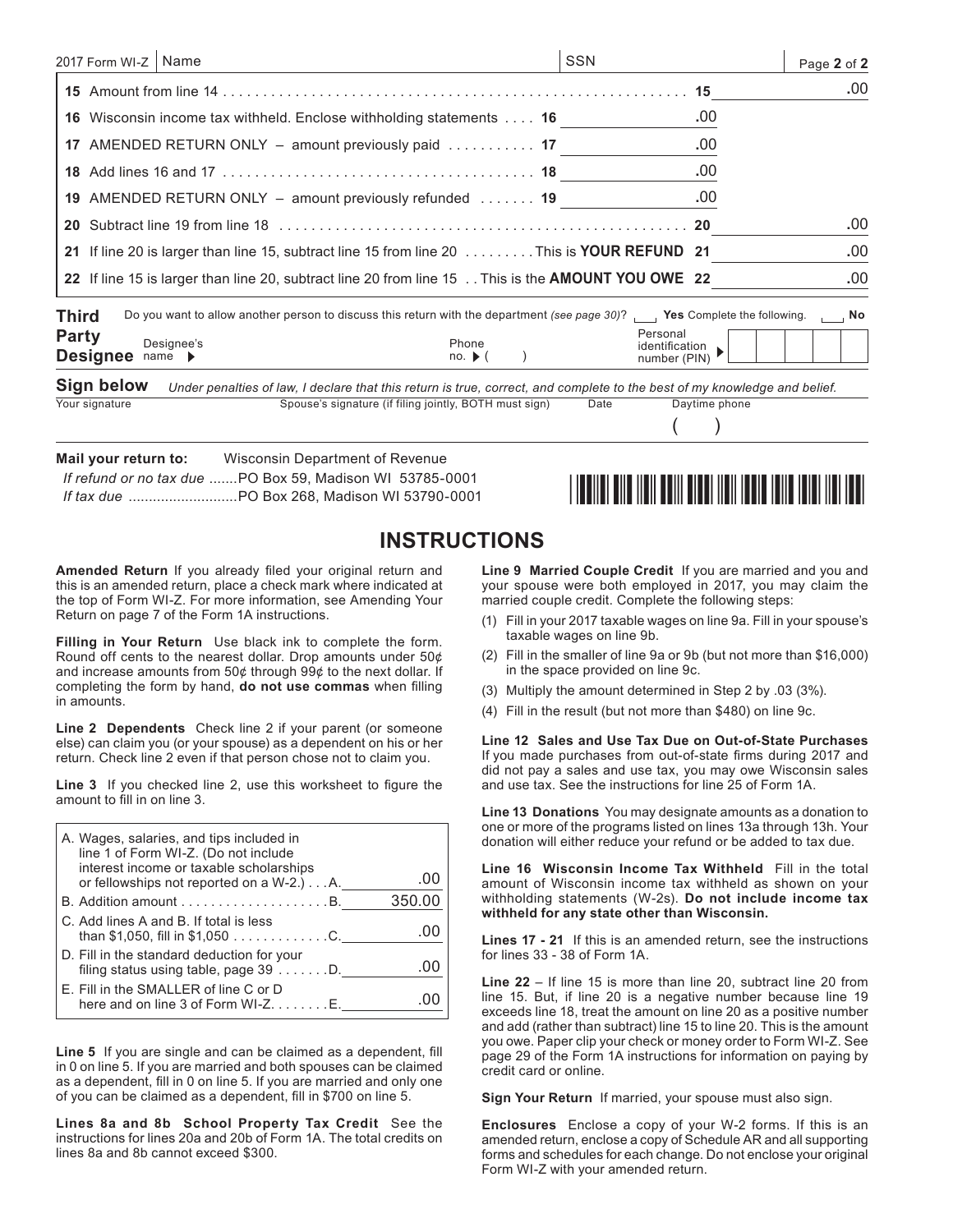2017 Form WI-Z | Name | SSN

| | | | |
|---|---|---|---|
| **15** Amount from line 14 | **15** | | .00 |
| **16** Wisconsin income tax withheld. Enclose withholding statements | **16** | .00 | |
| **17** AMENDED RETURN ONLY – amount previously paid | **17** | .00 | |
| **18** Add lines 16 and 17 | **18** | .00 | |
| **19** AMENDED RETURN ONLY – amount previously refunded | **19** | .00 | |
| **20** Subtract line 19 from line 18 | **20** | | .00 |
| **21** If line 20 is larger than line 15, subtract line 15 from line 20 . . . . . . . . This is **YOUR REFUND** | **21** | | .00 |
| **22** If line 15 is larger than line 20, subtract line 20 from line 15 . . This is the **AMOUNT YOU OWE** | **22** | | .00 |

**Third Party Designee** Do you want to allow another person to discuss this return with the department *(see page 30)*? ☐ **Yes** Complete the following. ☐ **No**

Designee's name ▶ Phone no. ▶ ( ) Personal identification number (PIN) ▶

**Sign below** *Under penalties of law, I declare that this return is true, correct, and complete to the best of my knowledge and belief.*

Your signature | Spouse's signature (if filing jointly, BOTH must sign) | Date | Daytime phone ( )

**Mail your return to:** Wisconsin Department of Revenue

*If refund or no tax due* .......PO Box 59, Madison WI 53785-0001

*If tax due* ...........................PO Box 268, Madison WI 53790-0001

# INSTRUCTIONS

**Amended Return** If you already filed your original return and this is an amended return, place a check mark where indicated at the top of Form WI-Z. For more information, see Amending Your Return on page 7 of the Form 1A instructions.

**Filling in Your Return** Use black ink to complete the form. Round off cents to the nearest dollar. Drop amounts under 50¢ and increase amounts from 50¢ through 99¢ to the next dollar. If completing the form by hand, **do not use commas** when filling in amounts.

**Line 2 Dependents** Check line 2 if your parent (or someone else) can claim you (or your spouse) as a dependent on his or her return. Check line 2 even if that person chose not to claim you.

**Line 3** If you checked line 2, use this worksheet to figure the amount to fill in on line 3.

| | |
|---|---|
| A. Wages, salaries, and tips included in line 1 of Form WI-Z. (Do not include interest income or taxable scholarships or fellowships not reported on a W-2.) . . . A. | .00 |
| B. Addition amount . . . . . . . . . . . . . . . . . . . B. | 350.00 |
| C. Add lines A and B. If total is less than $1,050, fill in $1,050 . . . . . . . . . . . . C. | .00 |
| D. Fill in the standard deduction for your filing status using table, page 39 . . . . . . . D. | .00 |
| E. Fill in the SMALLER of line C or D here and on line 3 of Form WI-Z. . . . . . . . E. | .00 |

**Line 5** If you are single and can be claimed as a dependent, fill in 0 on line 5. If you are married and both spouses can be claimed as a dependent, fill in 0 on line 5. If you are married and only one of you can be claimed as a dependent, fill in $700 on line 5.

**Lines 8a and 8b School Property Tax Credit** See the instructions for lines 20a and 20b of Form 1A. The total credits on lines 8a and 8b cannot exceed $300.

**Line 9 Married Couple Credit** If you are married and you and your spouse were both employed in 2017, you may claim the married couple credit. Complete the following steps:

(1) Fill in your 2017 taxable wages on line 9a. Fill in your spouse's taxable wages on line 9b.

(2) Fill in the smaller of line 9a or 9b (but not more than $16,000) in the space provided on line 9c.

(3) Multiply the amount determined in Step 2 by .03 (3%).

(4) Fill in the result (but not more than $480) on line 9c.

**Line 12 Sales and Use Tax Due on Out-of-State Purchases** If you made purchases from out-of-state firms during 2017 and did not pay a sales and use tax, you may owe Wisconsin sales and use tax. See the instructions for line 25 of Form 1A.

**Line 13 Donations** You may designate amounts as a donation to one or more of the programs listed on lines 13a through 13h. Your donation will either reduce your refund or be added to tax due.

**Line 16 Wisconsin Income Tax Withheld** Fill in the total amount of Wisconsin income tax withheld as shown on your withholding statements (W-2s). **Do not include income tax withheld for any state other than Wisconsin.**

**Lines 17 - 21** If this is an amended return, see the instructions for lines 33 - 38 of Form 1A.

**Line 22** – If line 15 is more than line 20, subtract line 20 from line 15. But, if line 20 is a negative number because line 19 exceeds line 18, treat the amount on line 20 as a positive number and add (rather than subtract) line 15 to line 20. This is the amount you owe. Paper clip your check or money order to Form WI-Z. See page 29 of the Form 1A instructions for information on paying by credit card or online.

**Sign Your Return** If married, your spouse must also sign.

**Enclosures** Enclose a copy of your W-2 forms. If this is an amended return, enclose a copy of Schedule AR and all supporting forms and schedules for each change. Do not enclose your original Form WI-Z with your amended return.